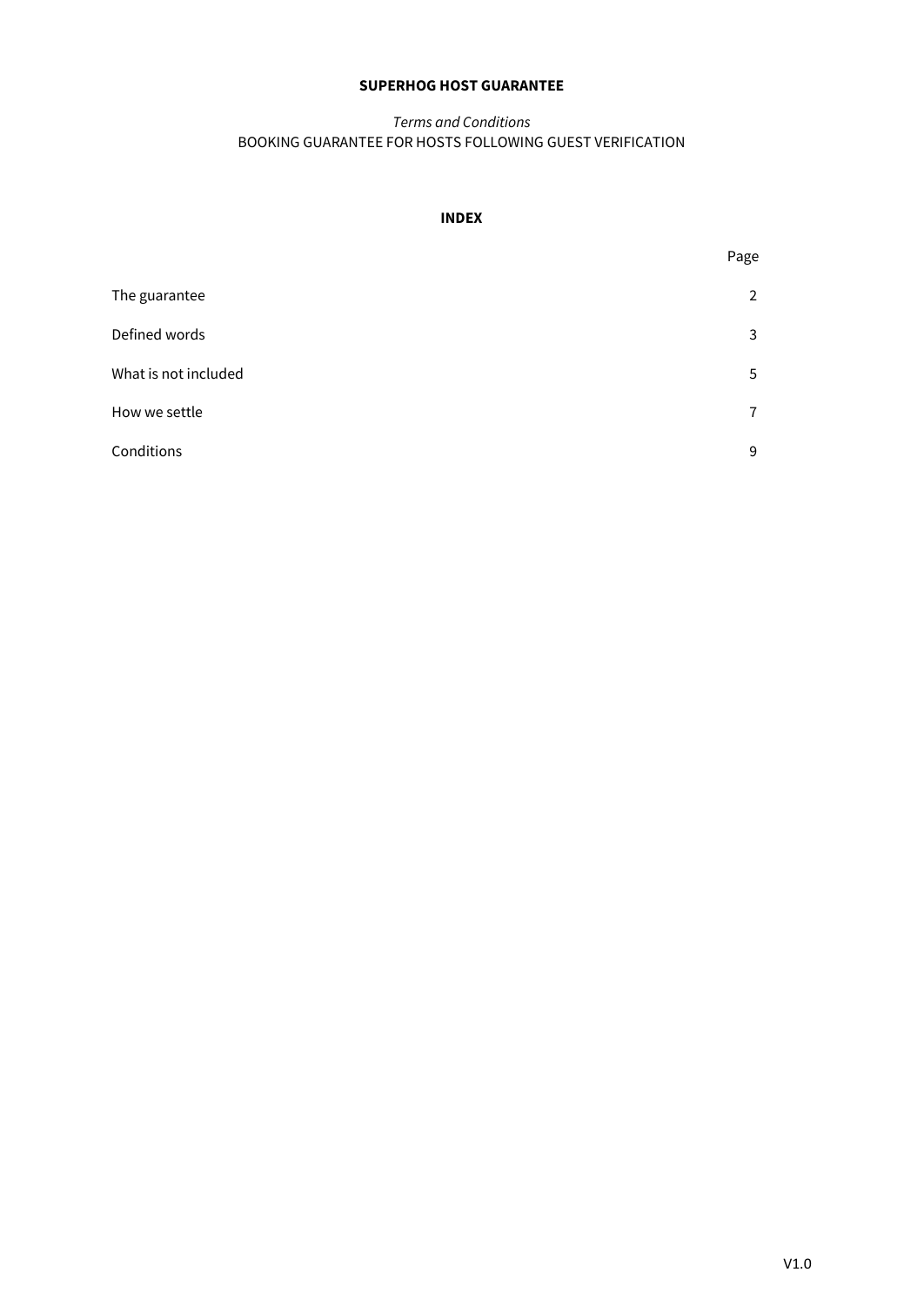# SUPERHOG HOST GUARANTEE

*Terms and Conditions*

BOOKING GUARANTEE FOR HOSTS FOLLOWING GUEST VERIFICATION

## INDEX

| | Page |
|---|---|
| The guarantee | 2 |
| Defined words | 3 |
| What is not included | 5 |
| How we settle | 7 |
| Conditions | 9 |

V1.0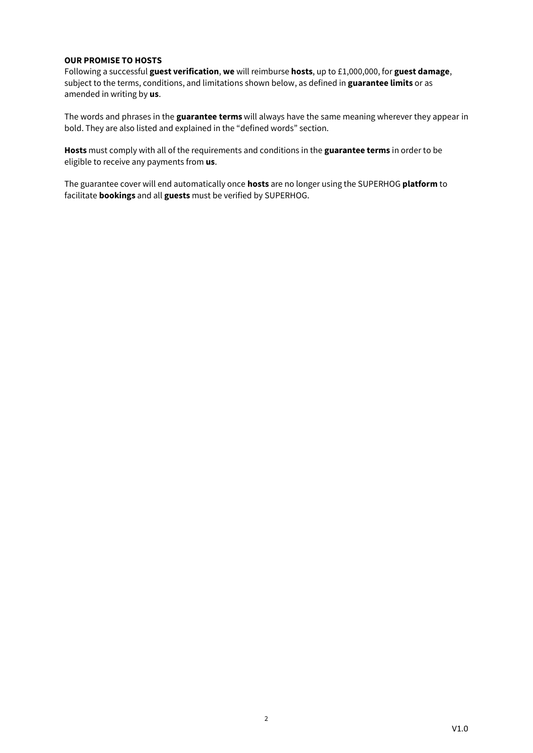**OUR PROMISE TO HOSTS**
Following a successful **guest verification**, **we** will reimburse **hosts**, up to £1,000,000, for **guest damage**, subject to the terms, conditions, and limitations shown below, as defined in **guarantee limits** or as amended in writing by **us**.

The words and phrases in the **guarantee terms** will always have the same meaning wherever they appear in bold. They are also listed and explained in the "defined words" section.

**Hosts** must comply with all of the requirements and conditions in the **guarantee terms** in order to be eligible to receive any payments from **us**.

The guarantee cover will end automatically once **hosts** are no longer using the SUPERHOG **platform** to facilitate **bookings** and all **guests** must be verified by SUPERHOG.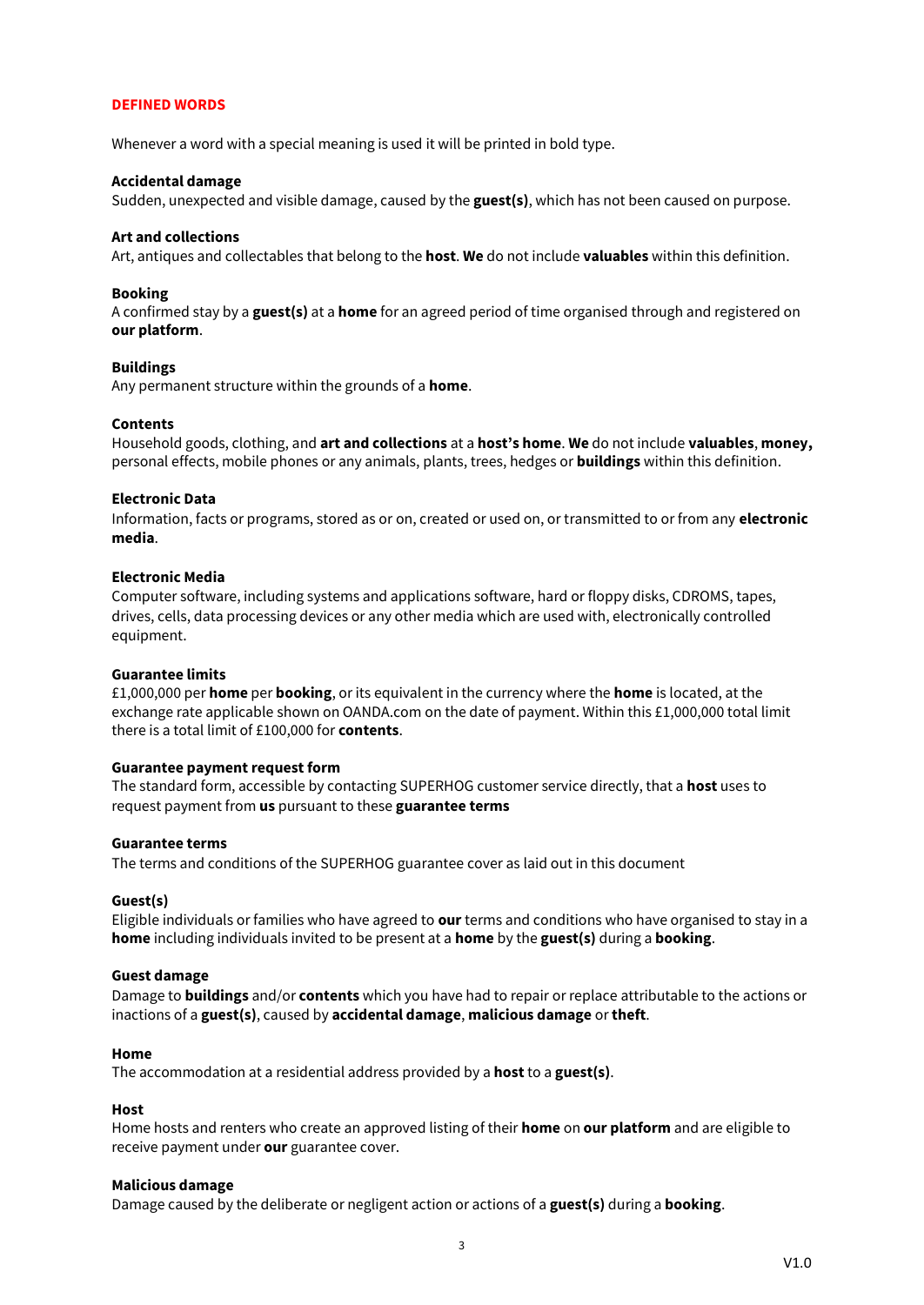## DEFINED WORDS

Whenever a word with a special meaning is used it will be printed in bold type.

**Accidental damage**
Sudden, unexpected and visible damage, caused by the **guest(s)**, which has not been caused on purpose.

**Art and collections**
Art, antiques and collectables that belong to the **host**. **We** do not include **valuables** within this definition.

**Booking**
A confirmed stay by a **guest(s)** at a **home** for an agreed period of time organised through and registered on **our platform**.

**Buildings**
Any permanent structure within the grounds of a **home**.

**Contents**
Household goods, clothing, and **art and collections** at a **host's home**. **We** do not include **valuables**, **money,** personal effects, mobile phones or any animals, plants, trees, hedges or **buildings** within this definition.

**Electronic Data**
Information, facts or programs, stored as or on, created or used on, or transmitted to or from any **electronic media**.

**Electronic Media**
Computer software, including systems and applications software, hard or floppy disks, CDROMS, tapes, drives, cells, data processing devices or any other media which are used with, electronically controlled equipment.

**Guarantee limits**
£1,000,000 per **home** per **booking**, or its equivalent in the currency where the **home** is located, at the exchange rate applicable shown on OANDA.com on the date of payment. Within this £1,000,000 total limit there is a total limit of £100,000 for **contents**.

**Guarantee payment request form**
The standard form, accessible by contacting SUPERHOG customer service directly, that a **host** uses to request payment from **us** pursuant to these **guarantee terms**

**Guarantee terms**
The terms and conditions of the SUPERHOG guarantee cover as laid out in this document

**Guest(s)**
Eligible individuals or families who have agreed to **our** terms and conditions who have organised to stay in a **home** including individuals invited to be present at a **home** by the **guest(s)** during a **booking**.

**Guest damage**
Damage to **buildings** and/or **contents** which you have had to repair or replace attributable to the actions or inactions of a **guest(s)**, caused by **accidental damage**, **malicious damage** or **theft**.

**Home**
The accommodation at a residential address provided by a **host** to a **guest(s)**.

**Host**
Home hosts and renters who create an approved listing of their **home** on **our platform** and are eligible to receive payment under **our** guarantee cover.

**Malicious damage**
Damage caused by the deliberate or negligent action or actions of a **guest(s)** during a **booking**.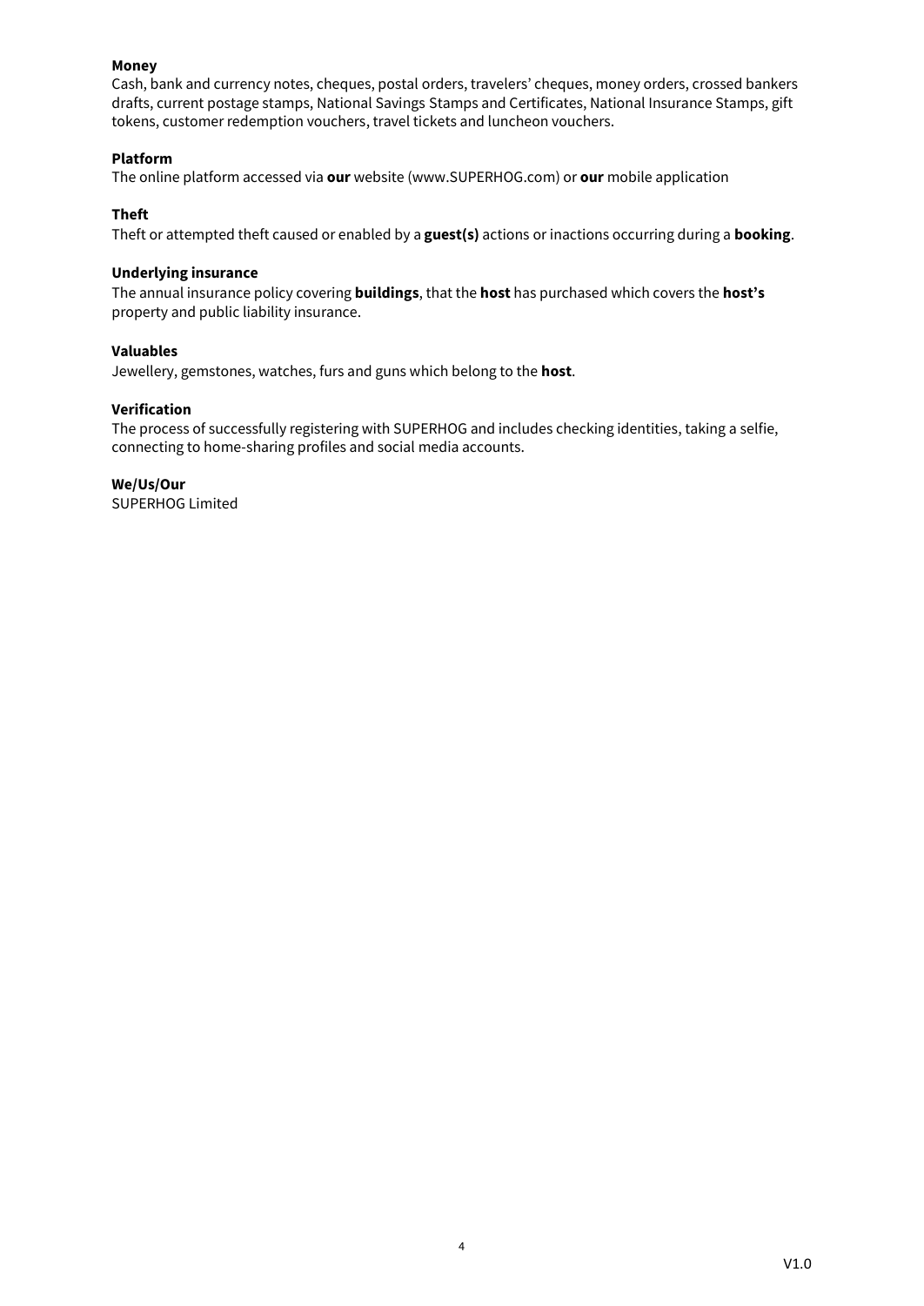**Money**
Cash, bank and currency notes, cheques, postal orders, travelers' cheques, money orders, crossed bankers drafts, current postage stamps, National Savings Stamps and Certificates, National Insurance Stamps, gift tokens, customer redemption vouchers, travel tickets and luncheon vouchers.

**Platform**
The online platform accessed via **our** website (www.SUPERHOG.com) or **our** mobile application

**Theft**
Theft or attempted theft caused or enabled by a **guest(s)** actions or inactions occurring during a **booking**.

**Underlying insurance**
The annual insurance policy covering **buildings**, that the **host** has purchased which covers the **host's** property and public liability insurance.

**Valuables**
Jewellery, gemstones, watches, furs and guns which belong to the **host**.

**Verification**
The process of successfully registering with SUPERHOG and includes checking identities, taking a selfie, connecting to home-sharing profiles and social media accounts.

**We/Us/Our**
SUPERHOG Limited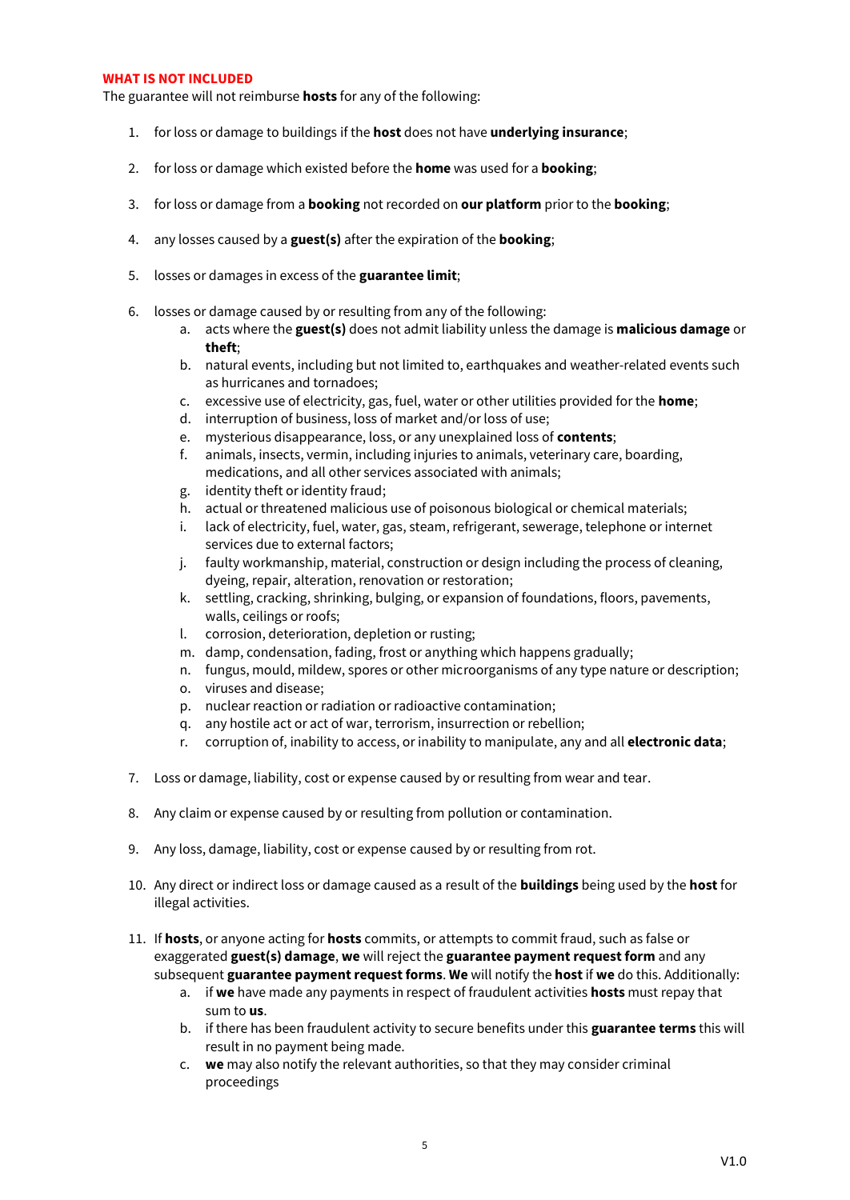## WHAT IS NOT INCLUDED

The guarantee will not reimburse **hosts** for any of the following:

1. for loss or damage to buildings if the **host** does not have **underlying insurance**;
2. for loss or damage which existed before the **home** was used for a **booking**;
3. for loss or damage from a **booking** not recorded on **our platform** prior to the **booking**;
4. any losses caused by a **guest(s)** after the expiration of the **booking**;
5. losses or damages in excess of the **guarantee limit**;
6. losses or damage caused by or resulting from any of the following:
   a. acts where the **guest(s)** does not admit liability unless the damage is **malicious damage** or **theft**;
   b. natural events, including but not limited to, earthquakes and weather-related events such as hurricanes and tornadoes;
   c. excessive use of electricity, gas, fuel, water or other utilities provided for the **home**;
   d. interruption of business, loss of market and/or loss of use;
   e. mysterious disappearance, loss, or any unexplained loss of **contents**;
   f. animals, insects, vermin, including injuries to animals, veterinary care, boarding, medications, and all other services associated with animals;
   g. identity theft or identity fraud;
   h. actual or threatened malicious use of poisonous biological or chemical materials;
   i. lack of electricity, fuel, water, gas, steam, refrigerant, sewerage, telephone or internet services due to external factors;
   j. faulty workmanship, material, construction or design including the process of cleaning, dyeing, repair, alteration, renovation or restoration;
   k. settling, cracking, shrinking, bulging, or expansion of foundations, floors, pavements, walls, ceilings or roofs;
   l. corrosion, deterioration, depletion or rusting;
   m. damp, condensation, fading, frost or anything which happens gradually;
   n. fungus, mould, mildew, spores or other microorganisms of any type nature or description;
   o. viruses and disease;
   p. nuclear reaction or radiation or radioactive contamination;
   q. any hostile act or act of war, terrorism, insurrection or rebellion;
   r. corruption of, inability to access, or inability to manipulate, any and all **electronic data**;
7. Loss or damage, liability, cost or expense caused by or resulting from wear and tear.
8. Any claim or expense caused by or resulting from pollution or contamination.
9. Any loss, damage, liability, cost or expense caused by or resulting from rot.
10. Any direct or indirect loss or damage caused as a result of the **buildings** being used by the **host** for illegal activities.
11. If **hosts**, or anyone acting for **hosts** commits, or attempts to commit fraud, such as false or exaggerated **guest(s) damage**, **we** will reject the **guarantee payment request form** and any subsequent **guarantee payment request forms**. **We** will notify the **host** if **we** do this. Additionally:
    a. if **we** have made any payments in respect of fraudulent activities **hosts** must repay that sum to **us**.
    b. if there has been fraudulent activity to secure benefits under this **guarantee terms** this will result in no payment being made.
    c. **we** may also notify the relevant authorities, so that they may consider criminal proceedings

V1.0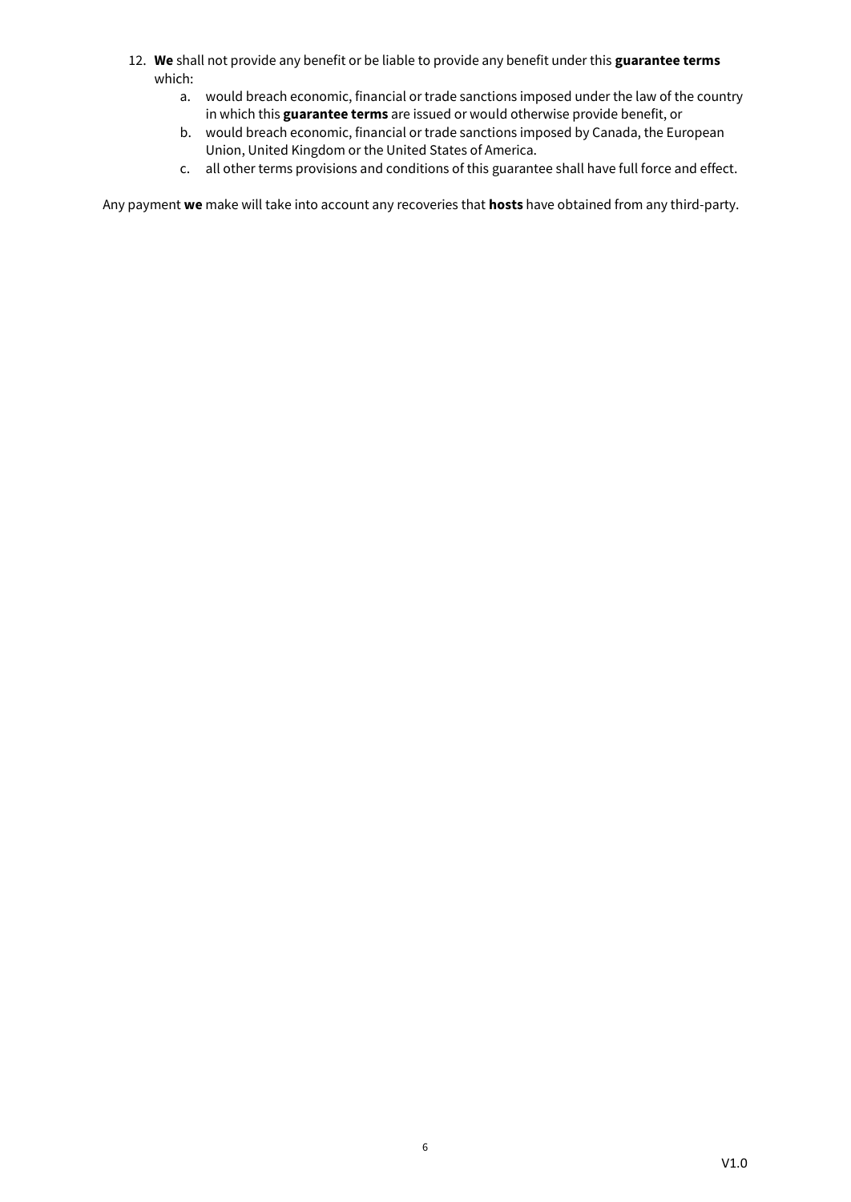12. **We** shall not provide any benefit or be liable to provide any benefit under this **guarantee terms** which:
    a. would breach economic, financial or trade sanctions imposed under the law of the country in which this **guarantee terms** are issued or would otherwise provide benefit, or
    b. would breach economic, financial or trade sanctions imposed by Canada, the European Union, United Kingdom or the United States of America.
    c. all other terms provisions and conditions of this guarantee shall have full force and effect.

Any payment **we** make will take into account any recoveries that **hosts** have obtained from any third-party.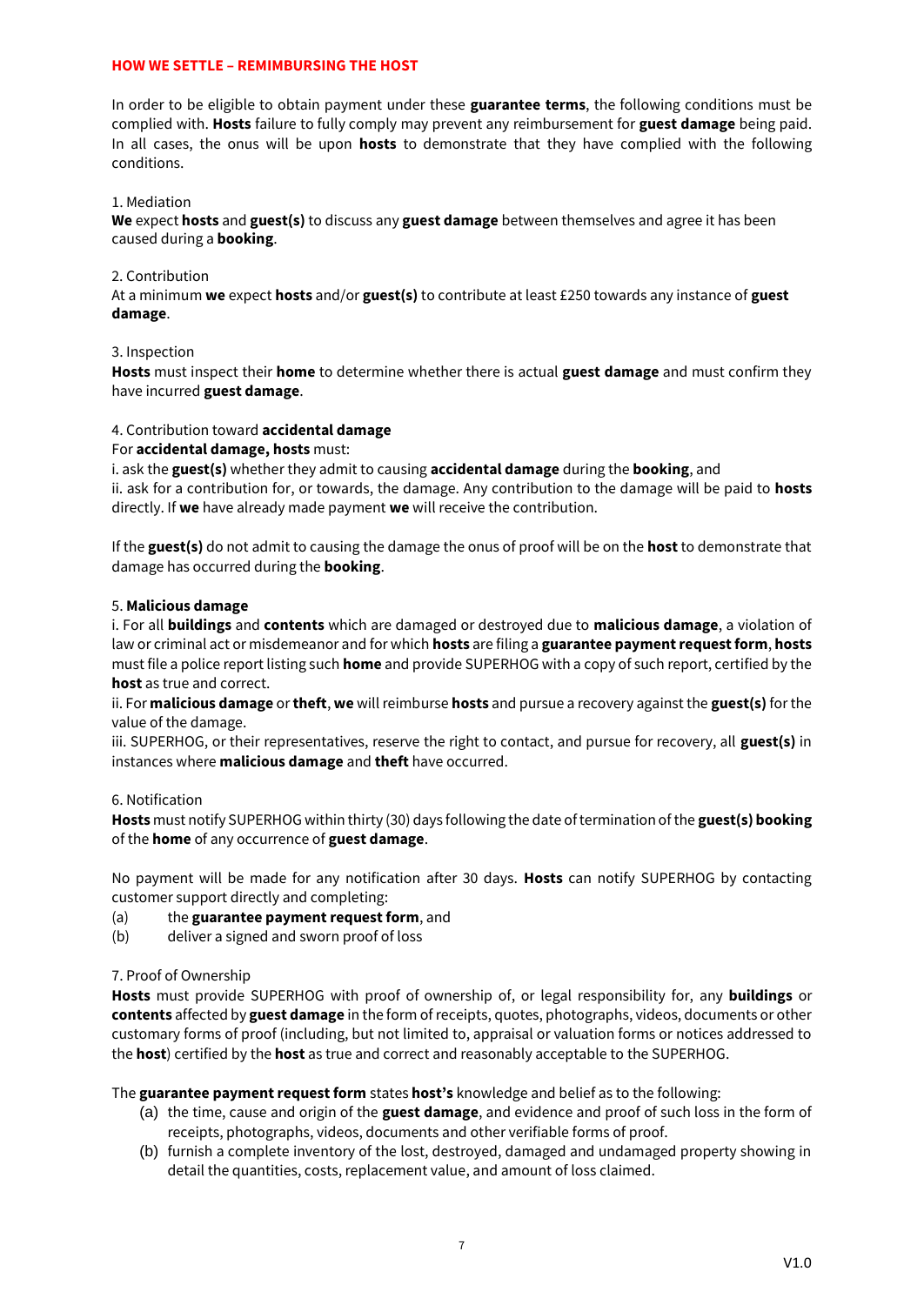## HOW WE SETTLE – REMIMBURSING THE HOST

In order to be eligible to obtain payment under these **guarantee terms**, the following conditions must be complied with. **Hosts** failure to fully comply may prevent any reimbursement for **guest damage** being paid. In all cases, the onus will be upon **hosts** to demonstrate that they have complied with the following conditions.

1. Mediation
**We** expect **hosts** and **guest(s)** to discuss any **guest damage** between themselves and agree it has been caused during a **booking**.

2. Contribution
At a minimum **we** expect **hosts** and/or **guest(s)** to contribute at least £250 towards any instance of **guest damage**.

3. Inspection
**Hosts** must inspect their **home** to determine whether there is actual **guest damage** and must confirm they have incurred **guest damage**.

4. Contribution toward **accidental damage**
For **accidental damage, hosts** must:
i. ask the **guest(s)** whether they admit to causing **accidental damage** during the **booking**, and
ii. ask for a contribution for, or towards, the damage. Any contribution to the damage will be paid to **hosts** directly. If **we** have already made payment **we** will receive the contribution.

If the **guest(s)** do not admit to causing the damage the onus of proof will be on the **host** to demonstrate that damage has occurred during the **booking**.

5. **Malicious damage**
i. For all **buildings** and **contents** which are damaged or destroyed due to **malicious damage**, a violation of law or criminal act or misdemeanor and for which **hosts** are filing a **guarantee payment request form**, **hosts** must file a police report listing such **home** and provide SUPERHOG with a copy of such report, certified by the **host** as true and correct.
ii. For **malicious damage** or **theft**, **we** will reimburse **hosts** and pursue a recovery against the **guest(s)** for the value of the damage.
iii. SUPERHOG, or their representatives, reserve the right to contact, and pursue for recovery, all **guest(s)** in instances where **malicious damage** and **theft** have occurred.

6. Notification
**Hosts** must notify SUPERHOG within thirty (30) days following the date of termination of the **guest(s) booking** of the **home** of any occurrence of **guest damage**.

No payment will be made for any notification after 30 days. **Hosts** can notify SUPERHOG by contacting customer support directly and completing:
(a) the **guarantee payment request form**, and
(b) deliver a signed and sworn proof of loss

7. Proof of Ownership
**Hosts** must provide SUPERHOG with proof of ownership of, or legal responsibility for, any **buildings** or **contents** affected by **guest damage** in the form of receipts, quotes, photographs, videos, documents or other customary forms of proof (including, but not limited to, appraisal or valuation forms or notices addressed to the **host**) certified by the **host** as true and correct and reasonably acceptable to the SUPERHOG.

The **guarantee payment request form** states **host's** knowledge and belief as to the following:
(a) the time, cause and origin of the **guest damage**, and evidence and proof of such loss in the form of receipts, photographs, videos, documents and other verifiable forms of proof.
(b) furnish a complete inventory of the lost, destroyed, damaged and undamaged property showing in detail the quantities, costs, replacement value, and amount of loss claimed.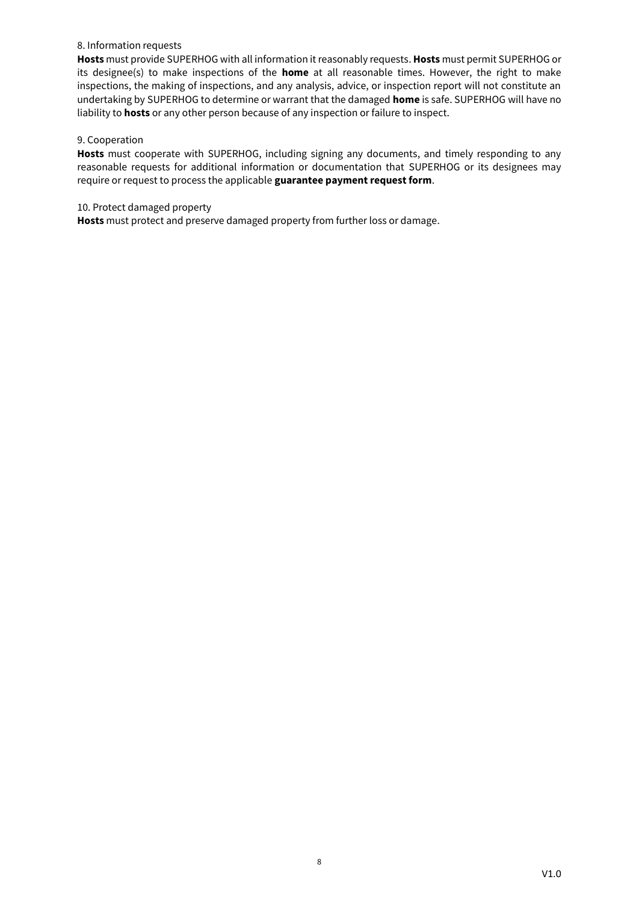8. Information requests

**Hosts** must provide SUPERHOG with all information it reasonably requests. **Hosts** must permit SUPERHOG or its designee(s) to make inspections of the **home** at all reasonable times. However, the right to make inspections, the making of inspections, and any analysis, advice, or inspection report will not constitute an undertaking by SUPERHOG to determine or warrant that the damaged **home** is safe. SUPERHOG will have no liability to **hosts** or any other person because of any inspection or failure to inspect.

9. Cooperation

**Hosts** must cooperate with SUPERHOG, including signing any documents, and timely responding to any reasonable requests for additional information or documentation that SUPERHOG or its designees may require or request to process the applicable **guarantee payment request form**.

10. Protect damaged property

**Hosts** must protect and preserve damaged property from further loss or damage.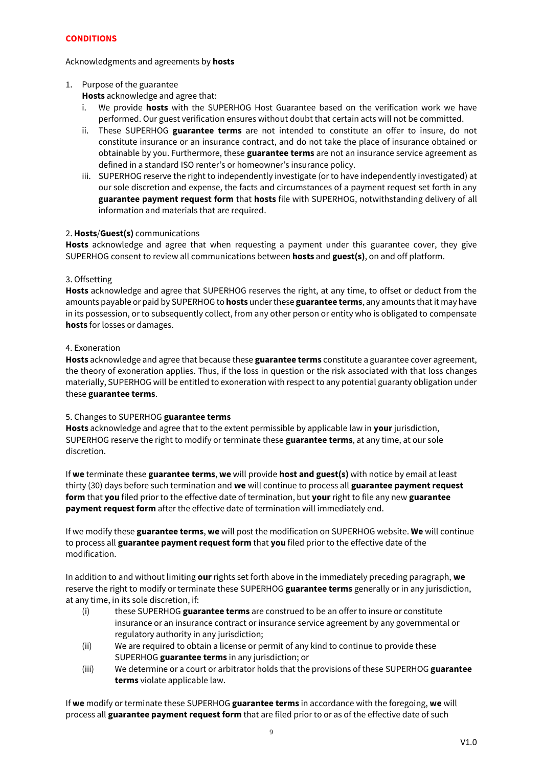## CONDITIONS

Acknowledgments and agreements by **hosts**

1. Purpose of the guarantee
   **Hosts** acknowledge and agree that:
   i. We provide **hosts** with the SUPERHOG Host Guarantee based on the verification work we have performed. Our guest verification ensures without doubt that certain acts will not be committed.
   ii. These SUPERHOG **guarantee terms** are not intended to constitute an offer to insure, do not constitute insurance or an insurance contract, and do not take the place of insurance obtained or obtainable by you. Furthermore, these **guarantee terms** are not an insurance service agreement as defined in a standard ISO renter's or homeowner's insurance policy.
   iii. SUPERHOG reserve the right to independently investigate (or to have independently investigated) at our sole discretion and expense, the facts and circumstances of a payment request set forth in any **guarantee payment request form** that **hosts** file with SUPERHOG, notwithstanding delivery of all information and materials that are required.

2. **Hosts**/**Guest(s)** communications
**Hosts** acknowledge and agree that when requesting a payment under this guarantee cover, they give SUPERHOG consent to review all communications between **hosts** and **guest(s)**, on and off platform.

3. Offsetting
**Hosts** acknowledge and agree that SUPERHOG reserves the right, at any time, to offset or deduct from the amounts payable or paid by SUPERHOG to **hosts** under these **guarantee terms**, any amounts that it may have in its possession, or to subsequently collect, from any other person or entity who is obligated to compensate **hosts** for losses or damages.

4. Exoneration
**Hosts** acknowledge and agree that because these **guarantee terms** constitute a guarantee cover agreement, the theory of exoneration applies. Thus, if the loss in question or the risk associated with that loss changes materially, SUPERHOG will be entitled to exoneration with respect to any potential guaranty obligation under these **guarantee terms**.

5. Changes to SUPERHOG **guarantee terms**
**Hosts** acknowledge and agree that to the extent permissible by applicable law in **your** jurisdiction, SUPERHOG reserve the right to modify or terminate these **guarantee terms**, at any time, at our sole discretion.

If **we** terminate these **guarantee terms**, **we** will provide **host and guest(s)** with notice by email at least thirty (30) days before such termination and **we** will continue to process all **guarantee payment request form** that **you** filed prior to the effective date of termination, but **your** right to file any new **guarantee payment request form** after the effective date of termination will immediately end.

If we modify these **guarantee terms**, **we** will post the modification on SUPERHOG website. **We** will continue to process all **guarantee payment request form** that **you** filed prior to the effective date of the modification.

In addition to and without limiting **our** rights set forth above in the immediately preceding paragraph, **we** reserve the right to modify or terminate these SUPERHOG **guarantee terms** generally or in any jurisdiction, at any time, in its sole discretion, if:

(i) these SUPERHOG **guarantee terms** are construed to be an offer to insure or constitute insurance or an insurance contract or insurance service agreement by any governmental or regulatory authority in any jurisdiction;
(ii) We are required to obtain a license or permit of any kind to continue to provide these SUPERHOG **guarantee terms** in any jurisdiction; or
(iii) We determine or a court or arbitrator holds that the provisions of these SUPERHOG **guarantee terms** violate applicable law.

If **we** modify or terminate these SUPERHOG **guarantee terms** in accordance with the foregoing, **we** will process all **guarantee payment request form** that are filed prior to or as of the effective date of such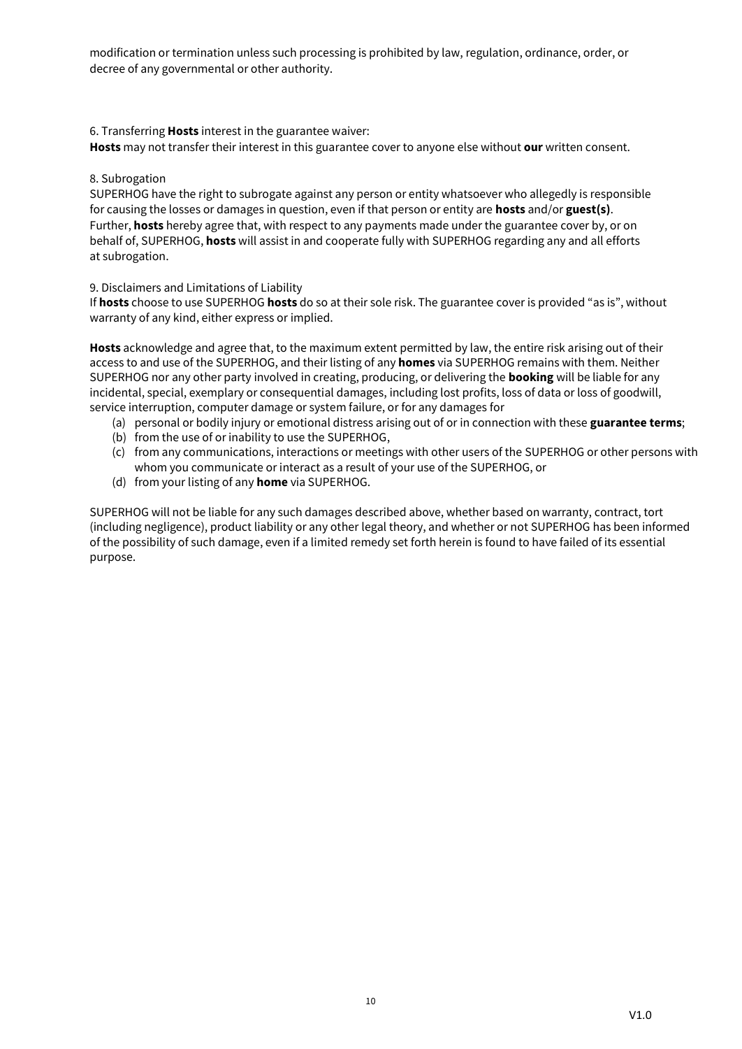modification or termination unless such processing is prohibited by law, regulation, ordinance, order, or decree of any governmental or other authority.

6. Transferring **Hosts** interest in the guarantee waiver:
**Hosts** may not transfer their interest in this guarantee cover to anyone else without **our** written consent.

8. Subrogation
SUPERHOG have the right to subrogate against any person or entity whatsoever who allegedly is responsible for causing the losses or damages in question, even if that person or entity are **hosts** and/or **guest(s)**. Further, **hosts** hereby agree that, with respect to any payments made under the guarantee cover by, or on behalf of, SUPERHOG, **hosts** will assist in and cooperate fully with SUPERHOG regarding any and all efforts at subrogation.

9. Disclaimers and Limitations of Liability
If **hosts** choose to use SUPERHOG **hosts** do so at their sole risk. The guarantee cover is provided "as is", without warranty of any kind, either express or implied.

**Hosts** acknowledge and agree that, to the maximum extent permitted by law, the entire risk arising out of their access to and use of the SUPERHOG, and their listing of any **homes** via SUPERHOG remains with them. Neither SUPERHOG nor any other party involved in creating, producing, or delivering the **booking** will be liable for any incidental, special, exemplary or consequential damages, including lost profits, loss of data or loss of goodwill, service interruption, computer damage or system failure, or for any damages for

(a) personal or bodily injury or emotional distress arising out of or in connection with these **guarantee terms**;
(b) from the use of or inability to use the SUPERHOG,
(c) from any communications, interactions or meetings with other users of the SUPERHOG or other persons with whom you communicate or interact as a result of your use of the SUPERHOG, or
(d) from your listing of any **home** via SUPERHOG.

SUPERHOG will not be liable for any such damages described above, whether based on warranty, contract, tort (including negligence), product liability or any other legal theory, and whether or not SUPERHOG has been informed of the possibility of such damage, even if a limited remedy set forth herein is found to have failed of its essential purpose.